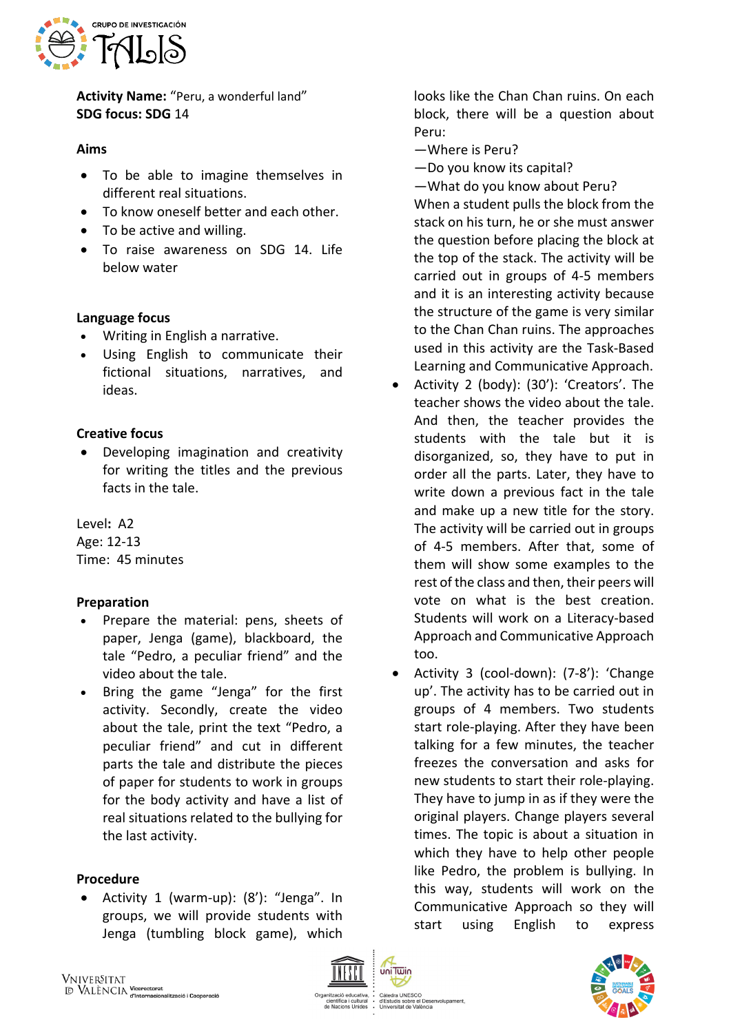**Activity Name:** "Peru, a wonderful land"
**SDG focus: SDG** 14

**Aims**

- To be able to imagine themselves in different real situations.
- To know oneself better and each other.
- To be active and willing.
- To raise awareness on SDG 14. Life below water

**Language focus**

- Writing in English a narrative.
- Using English to communicate their fictional situations, narratives, and ideas.

**Creative focus**

- Developing imagination and creativity for writing the titles and the previous facts in the tale.

Level**:** A2
Age: 12-13
Time: 45 minutes

**Preparation**

- Prepare the material: pens, sheets of paper, Jenga (game), blackboard, the tale "Pedro, a peculiar friend" and the video about the tale.
- Bring the game "Jenga" for the first activity. Secondly, create the video about the tale, print the text "Pedro, a peculiar friend" and cut in different parts the tale and distribute the pieces of paper for students to work in groups for the body activity and have a list of real situations related to the bullying for the last activity.

**Procedure**

- Activity 1 (warm-up): (8'): "Jenga". In groups, we will provide students with Jenga (tumbling block game), which looks like the Chan Chan ruins. On each block, there will be a question about Peru:
  —Where is Peru?
  —Do you know its capital?
  —What do you know about Peru?
  When a student pulls the block from the stack on his turn, he or she must answer the question before placing the block at the top of the stack. The activity will be carried out in groups of 4-5 members and it is an interesting activity because the structure of the game is very similar to the Chan Chan ruins. The approaches used in this activity are the Task-Based Learning and Communicative Approach.
- Activity 2 (body): (30'): 'Creators'. The teacher shows the video about the tale. And then, the teacher provides the students with the tale but it is disorganized, so, they have to put in order all the parts. Later, they have to write down a previous fact in the tale and make up a new title for the story. The activity will be carried out in groups of 4-5 members. After that, some of them will show some examples to the rest of the class and then, their peers will vote on what is the best creation. Students will work on a Literacy-based Approach and Communicative Approach too.
- Activity 3 (cool-down): (7-8'): 'Change up'. The activity has to be carried out in groups of 4 members. Two students start role-playing. After they have been talking for a few minutes, the teacher freezes the conversation and asks for new students to start their role-playing. They have to jump in as if they were the original players. Change players several times. The topic is about a situation in which they have to help other people like Pedro, the problem is bullying. In this way, students will work on the Communicative Approach so they will start using English to express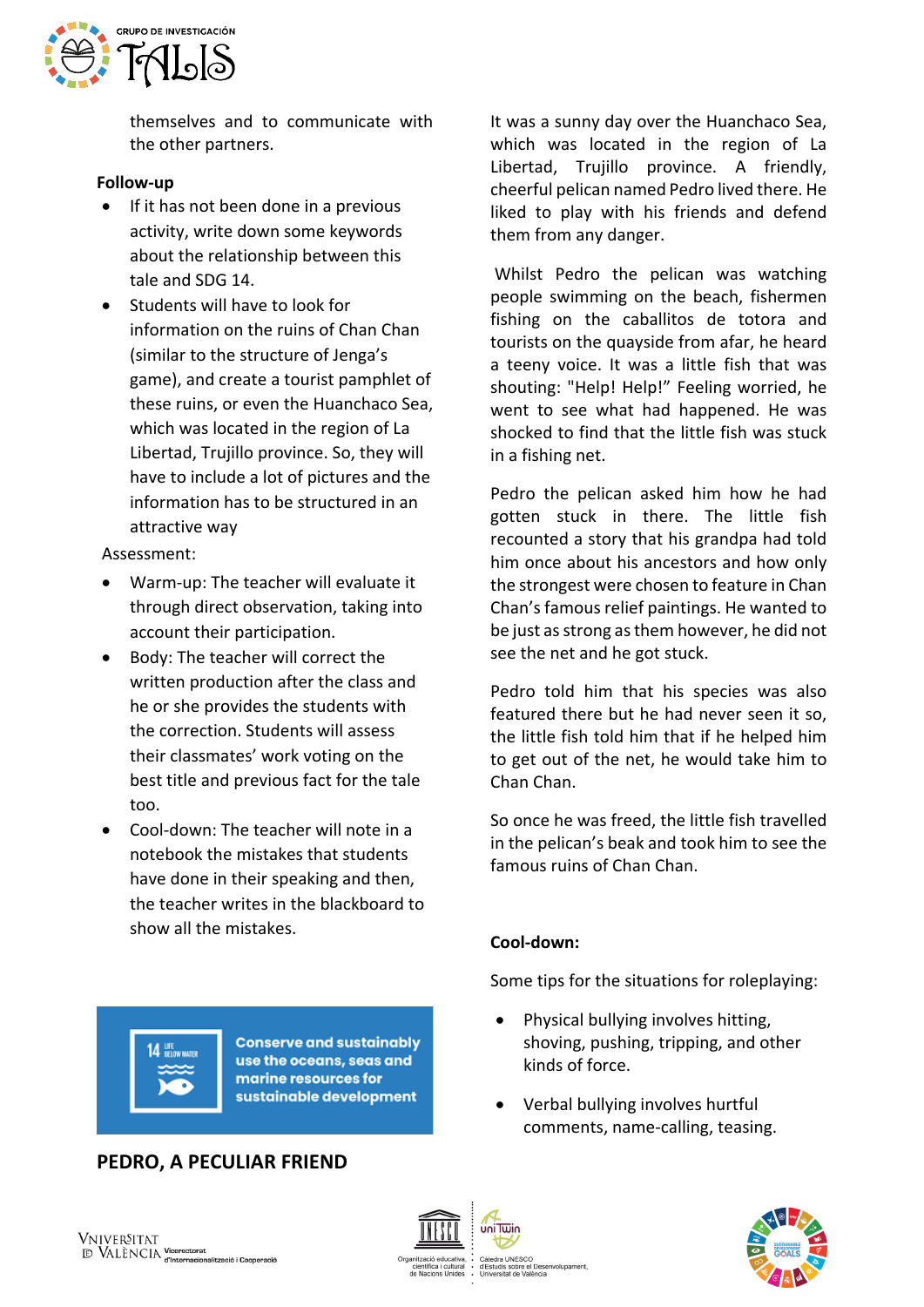themselves and to communicate with the other partners.

**Follow-up**

- If it has not been done in a previous activity, write down some keywords about the relationship between this tale and SDG 14.
- Students will have to look for information on the ruins of Chan Chan (similar to the structure of Jenga's game), and create a tourist pamphlet of these ruins, or even the Huanchaco Sea, which was located in the region of La Libertad, Trujillo province. So, they will have to include a lot of pictures and the information has to be structured in an attractive way

Assessment:

- Warm-up: The teacher will evaluate it through direct observation, taking into account their participation.
- Body: The teacher will correct the written production after the class and he or she provides the students with the correction. Students will assess their classmates' work voting on the best title and previous fact for the tale too.
- Cool-down: The teacher will note in a notebook the mistakes that students have done in their speaking and then, the teacher writes in the blackboard to show all the mistakes.

14 LIFE BELOW WATER

**Conserve and sustainably use the oceans, seas and marine resources for sustainable development**

## PEDRO, A PECULIAR FRIEND

It was a sunny day over the Huanchaco Sea, which was located in the region of La Libertad, Trujillo province. A friendly, cheerful pelican named Pedro lived there. He liked to play with his friends and defend them from any danger.

Whilst Pedro the pelican was watching people swimming on the beach, fishermen fishing on the caballitos de totora and tourists on the quayside from afar, he heard a teeny voice. It was a little fish that was shouting: "Help! Help!" Feeling worried, he went to see what had happened. He was shocked to find that the little fish was stuck in a fishing net.

Pedro the pelican asked him how he had gotten stuck in there. The little fish recounted a story that his grandpa had told him once about his ancestors and how only the strongest were chosen to feature in Chan Chan's famous relief paintings. He wanted to be just as strong as them however, he did not see the net and he got stuck.

Pedro told him that his species was also featured there but he had never seen it so, the little fish told him that if he helped him to get out of the net, he would take him to Chan Chan.

So once he was freed, the little fish travelled in the pelican's beak and took him to see the famous ruins of Chan Chan.

**Cool-down:**

Some tips for the situations for roleplaying:

- Physical bullying involves hitting, shoving, pushing, tripping, and other kinds of force.
- Verbal bullying involves hurtful comments, name-calling, teasing.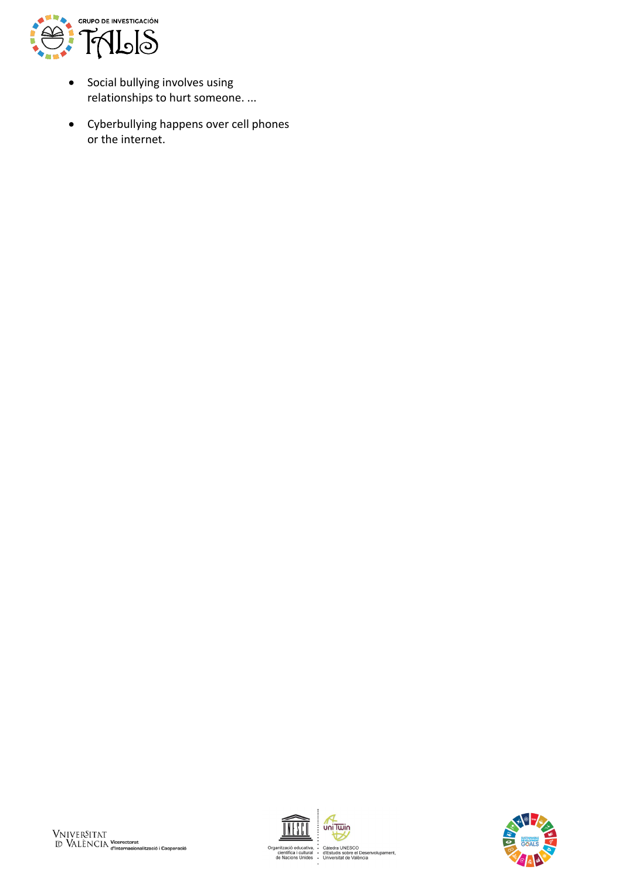- Social bullying involves using relationships to hurt someone. ...
- Cyberbullying happens over cell phones or the internet.